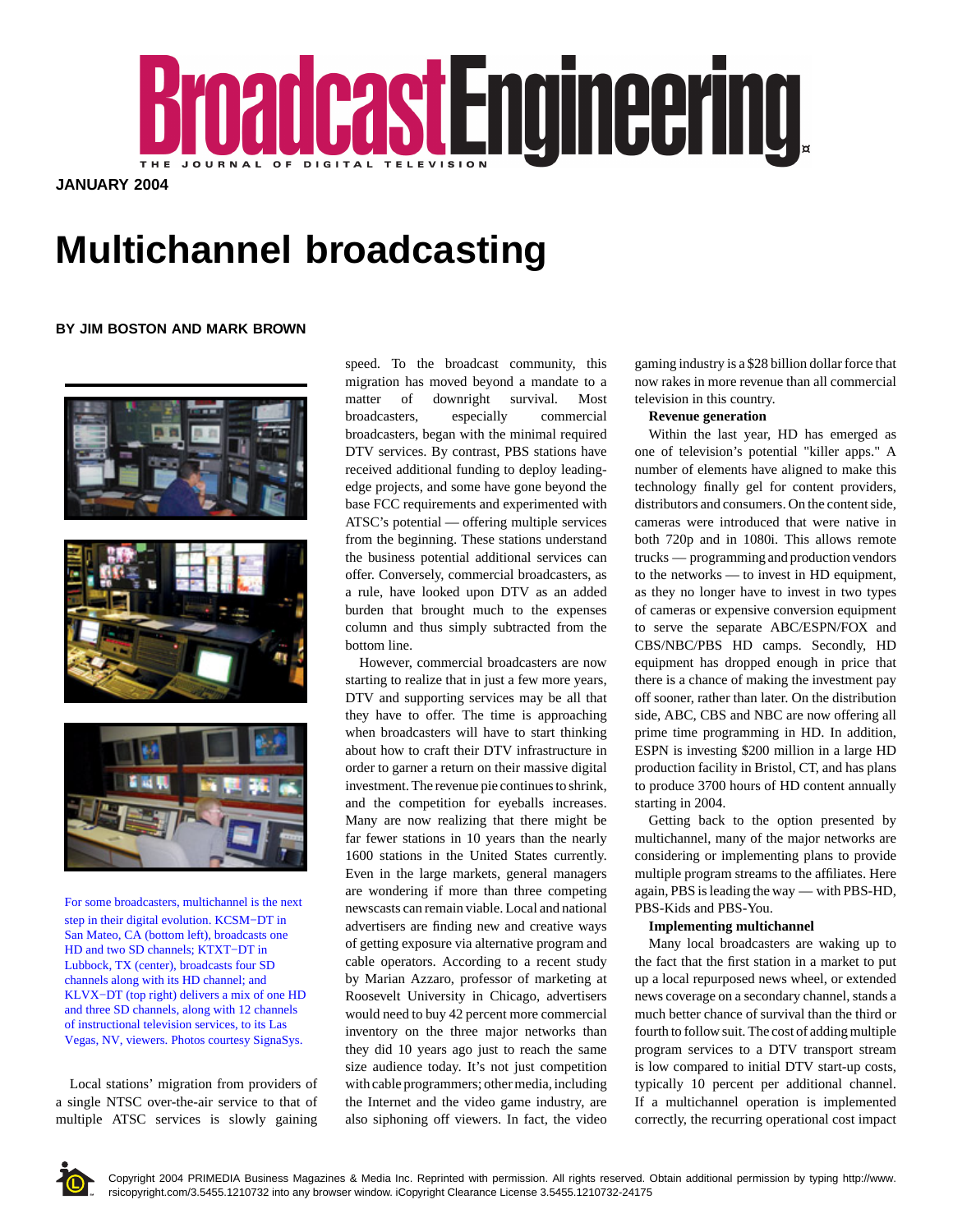# Multichannel broadcasting

BY JIM BOSTON AND MARK BROWN

For some broadcasters, multichannel is the next step in their digital evolution. KCSM−DT in San Mateo, CA (bottom left), broadcasts one HD and two SD channels; KTXT−DT in Lubbock, TX (center), broadcasts four SD channels along with its HD channel; and KLVX−DT (top right) delivers a mix of one HD and three SD channels, along with 12 channels of instructional television services, to its Las Vegas, NV, viewers. Photos courtesy SignaSys.

Local stations' migration from providers of a single NTSC over-the-air service to that of multiple ATSC services is slowly gaining speed. To the broadcast community, this migration has moved beyond a mandate to a matter of downright survival. Most broadcasters, especially commercial broadcasters, began with the minimal required DTV services. By contrast, PBS stations have received additional funding to deploy leading-edge projects, and some have gone beyond the base FCC requirements and experimented with ATSC's potential — offering multiple services from the beginning. These stations understand the business potential additional services can offer. Conversely, commercial broadcasters, as a rule, have looked upon DTV as an added burden that brought much to the expenses column and thus simply subtracted from the bottom line.

However, commercial broadcasters are now starting to realize that in just a few more years, DTV and supporting services may be all that they have to offer. The time is approaching when broadcasters will have to start thinking about how to craft their DTV infrastructure in order to garner a return on their massive digital investment. The revenue pie continues to shrink, and the competition for eyeballs increases. Many are now realizing that there might be far fewer stations in 10 years than the nearly 1600 stations in the United States currently. Even in the large markets, general managers are wondering if more than three competing newscasts can remain viable. Local and national advertisers are finding new and creative ways of getting exposure via alternative program and cable operators. According to a recent study by Marian Azzaro, professor of marketing at Roosevelt University in Chicago, advertisers would need to buy 42 percent more commercial inventory on the three major networks than they did 10 years ago just to reach the same size audience today. It's not just competition with cable programmers; other media, including the Internet and the video game industry, are also siphoning off viewers. In fact, the video gaming industry is a $28 billion dollar force that now rakes in more revenue than all commercial television in this country.

**Revenue generation**

Within the last year, HD has emerged as one of television's potential "killer apps." A number of elements have aligned to make this technology finally gel for content providers, distributors and consumers. On the content side, cameras were introduced that were native in both 720p and in 1080i. This allows remote trucks — programming and production vendors to the networks — to invest in HD equipment, as they no longer have to invest in two types of cameras or expensive conversion equipment to serve the separate ABC/ESPN/FOX and CBS/NBC/PBS HD camps. Secondly, HD equipment has dropped enough in price that there is a chance of making the investment pay off sooner, rather than later. On the distribution side, ABC, CBS and NBC are now offering all prime time programming in HD. In addition, ESPN is investing $200 million in a large HD production facility in Bristol, CT, and has plans to produce 3700 hours of HD content annually starting in 2004.

Getting back to the option presented by multichannel, many of the major networks are considering or implementing plans to provide multiple program streams to the affiliates. Here again, PBS is leading the way — with PBS-HD, PBS-Kids and PBS-You.

**Implementing multichannel**

Many local broadcasters are waking up to the fact that the first station in a market to put up a local repurposed news wheel, or extended news coverage on a secondary channel, stands a much better chance of survival than the third or fourth to follow suit. The cost of adding multiple program services to a DTV transport stream is low compared to initial DTV start-up costs, typically 10 percent per additional channel. If a multichannel operation is implemented correctly, the recurring operational cost impact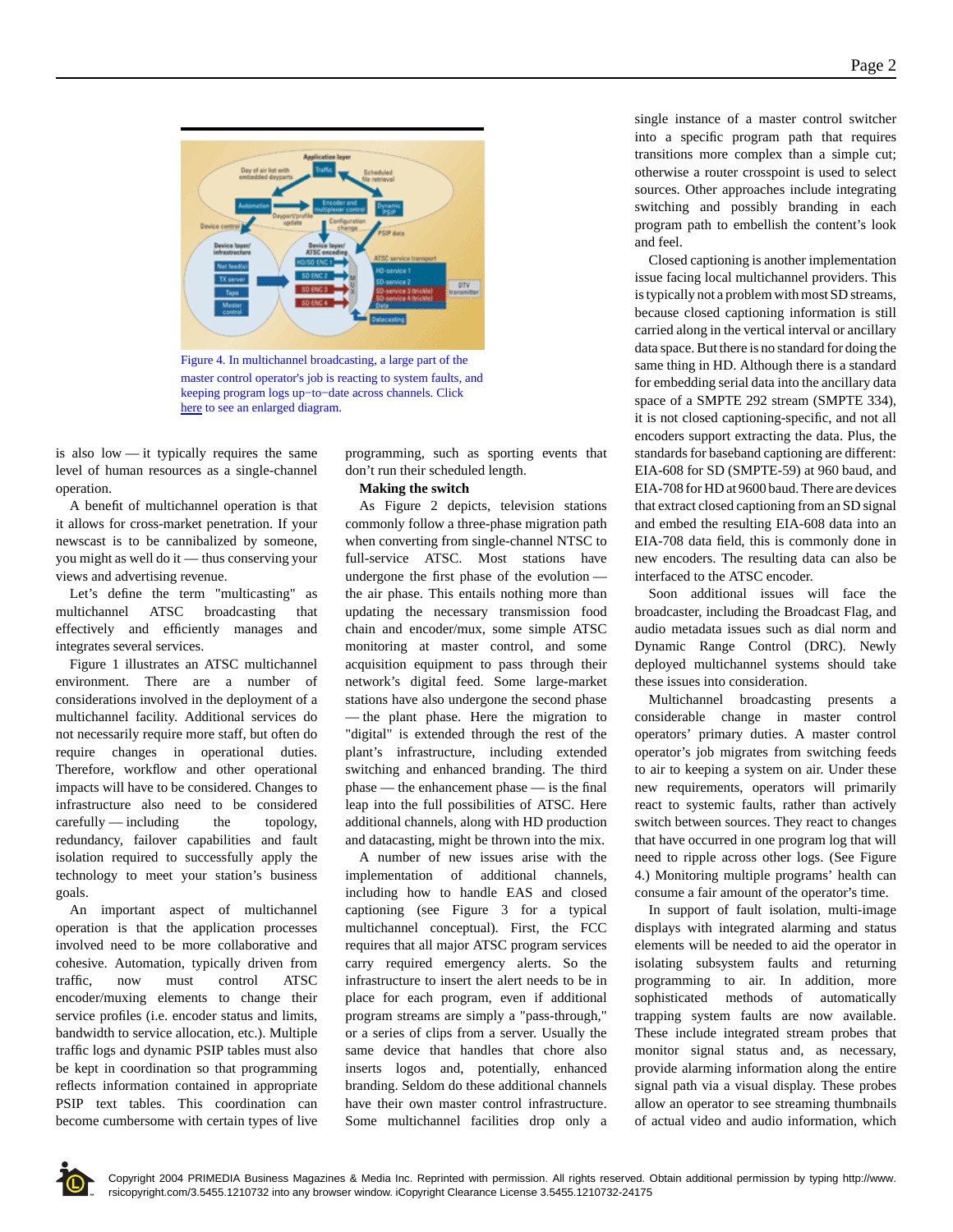Figure 4. In multichannel broadcasting, a large part of the master control operator's job is reacting to system faults, and keeping program logs up−to−date across channels. Click here to see an enlarged diagram.

is also low — it typically requires the same level of human resources as a single-channel operation.

A benefit of multichannel operation is that it allows for cross-market penetration. If your newscast is to be cannibalized by someone, you might as well do it — thus conserving your views and advertising revenue.

Let's define the term "multicasting" as multichannel ATSC broadcasting that effectively and efficiently manages and integrates several services.

Figure 1 illustrates an ATSC multichannel environment. There are a number of considerations involved in the deployment of a multichannel facility. Additional services do not necessarily require more staff, but often do require changes in operational duties. Therefore, workflow and other operational impacts will have to be considered. Changes to infrastructure also need to be considered carefully — including the topology, redundancy, failover capabilities and fault isolation required to successfully apply the technology to meet your station's business goals.

An important aspect of multichannel operation is that the application processes involved need to be more collaborative and cohesive. Automation, typically driven from traffic, now must control ATSC encoder/muxing elements to change their service profiles (i.e. encoder status and limits, bandwidth to service allocation, etc.). Multiple traffic logs and dynamic PSIP tables must also be kept in coordination so that programming reflects information contained in appropriate PSIP text tables. This coordination can become cumbersome with certain types of live programming, such as sporting events that don't run their scheduled length.

**Making the switch**

As Figure 2 depicts, television stations commonly follow a three-phase migration path when converting from single-channel NTSC to full-service ATSC. Most stations have undergone the first phase of the evolution — the air phase. This entails nothing more than updating the necessary transmission food chain and encoder/mux, some simple ATSC monitoring at master control, and some acquisition equipment to pass through their network's digital feed. Some large-market stations have also undergone the second phase — the plant phase. Here the migration to "digital" is extended through the rest of the plant's infrastructure, including extended switching and enhanced branding. The third phase — the enhancement phase — is the final leap into the full possibilities of ATSC. Here additional channels, along with HD production and datacasting, might be thrown into the mix.

A number of new issues arise with the implementation of additional channels, including how to handle EAS and closed captioning (see Figure 3 for a typical multichannel conceptual). First, the FCC requires that all major ATSC program services carry required emergency alerts. So the infrastructure to insert the alert needs to be in place for each program, even if additional program streams are simply a "pass-through," or a series of clips from a server. Usually the same device that handles that chore also inserts logos and, potentially, enhanced branding. Seldom do these additional channels have their own master control infrastructure. Some multichannel facilities drop only a single instance of a master control switcher into a specific program path that requires transitions more complex than a simple cut; otherwise a router crosspoint is used to select sources. Other approaches include integrating switching and possibly branding in each program path to embellish the content's look and feel.

Closed captioning is another implementation issue facing local multichannel providers. This is typically not a problem with most SD streams, because closed captioning information is still carried along in the vertical interval or ancillary data space. But there is no standard for doing the same thing in HD. Although there is a standard for embedding serial data into the ancillary data space of a SMPTE 292 stream (SMPTE 334), it is not closed captioning-specific, and not all encoders support extracting the data. Plus, the standards for baseband captioning are different: EIA-608 for SD (SMPTE-59) at 960 baud, and EIA-708 for HD at 9600 baud. There are devices that extract closed captioning from an SD signal and embed the resulting EIA-608 data into an EIA-708 data field, this is commonly done in new encoders. The resulting data can also be interfaced to the ATSC encoder.

Soon additional issues will face the broadcaster, including the Broadcast Flag, and audio metadata issues such as dial norm and Dynamic Range Control (DRC). Newly deployed multichannel systems should take these issues into consideration.

Multichannel broadcasting presents a considerable change in master control operators' primary duties. A master control operator's job migrates from switching feeds to air to keeping a system on air. Under these new requirements, operators will primarily react to systemic faults, rather than actively switch between sources. They react to changes that have occurred in one program log that will need to ripple across other logs. (See Figure 4.) Monitoring multiple programs' health can consume a fair amount of the operator's time.

In support of fault isolation, multi-image displays with integrated alarming and status elements will be needed to aid the operator in isolating subsystem faults and returning programming to air. In addition, more sophisticated methods of automatically trapping system faults are now available. These include integrated stream probes that monitor signal status and, as necessary, provide alarming information along the entire signal path via a visual display. These probes allow an operator to see streaming thumbnails of actual video and audio information, which

Copyright 2004 PRIMEDIA Business Magazines & Media Inc. Reprinted with permission. All rights reserved. Obtain additional permission by typing http://www.rsicopyright.com/3.5455.1210732 into any browser window. iCopyright Clearance License 3.5455.1210732-24175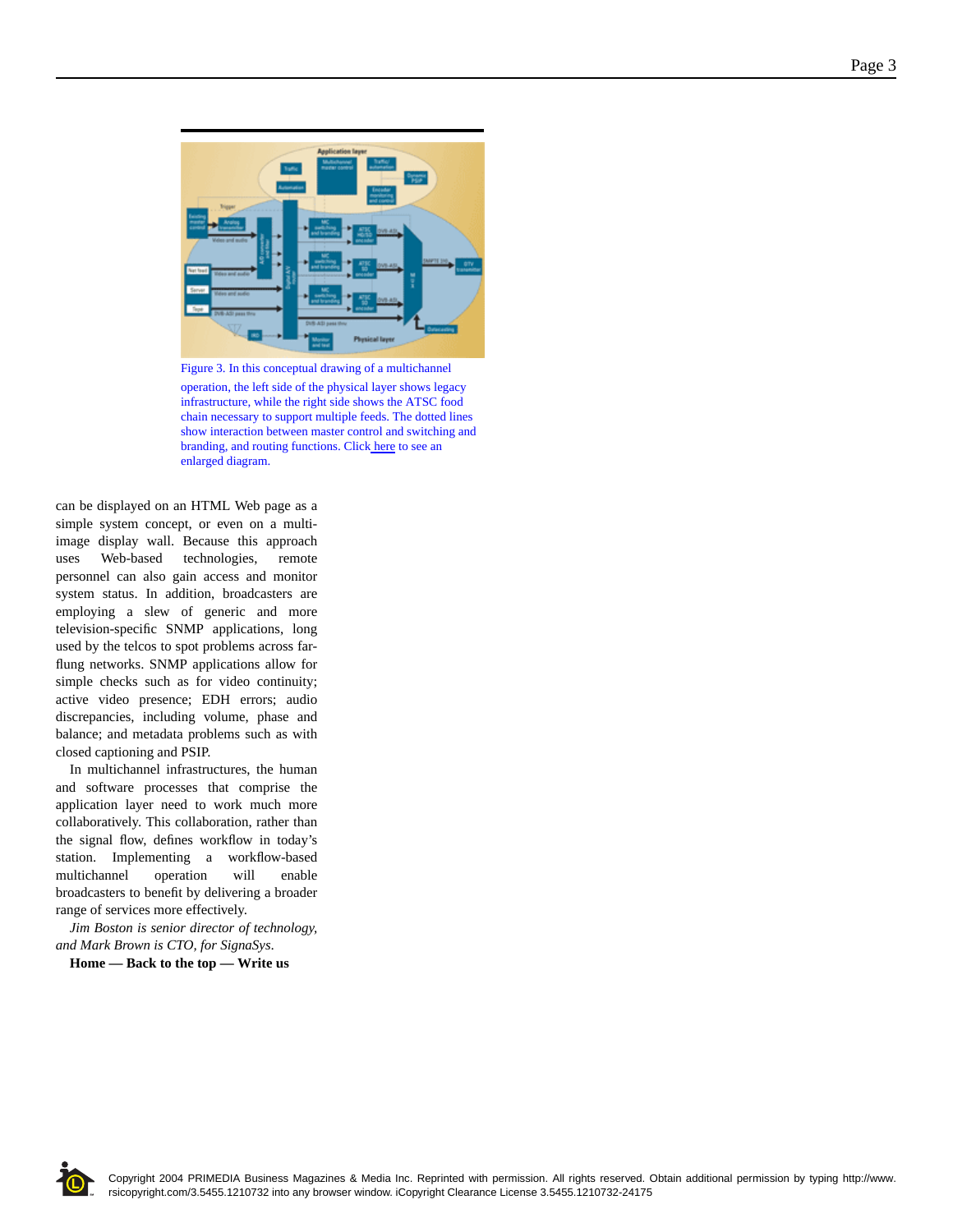Figure 3. In this conceptual drawing of a multichannel operation, the left side of the physical layer shows legacy infrastructure, while the right side shows the ATSC food chain necessary to support multiple feeds. The dotted lines show interaction between master control and switching and branding, and routing functions. Click here to see an enlarged diagram.

can be displayed on an HTML Web page as a simple system concept, or even on a multi-image display wall. Because this approach uses Web-based technologies, remote personnel can also gain access and monitor system status. In addition, broadcasters are employing a slew of generic and more television-specific SNMP applications, long used by the telcos to spot problems across far-flung networks. SNMP applications allow for simple checks such as for video continuity; active video presence; EDH errors; audio discrepancies, including volume, phase and balance; and metadata problems such as with closed captioning and PSIP.

In multichannel infrastructures, the human and software processes that comprise the application layer need to work much more collaboratively. This collaboration, rather than the signal flow, defines workflow in today's station. Implementing a workflow-based multichannel operation will enable broadcasters to benefit by delivering a broader range of services more effectively.

*Jim Boston is senior director of technology, and Mark Brown is CTO, for SignaSys.*

**Home — Back to the top — Write us**

Copyright 2004 PRIMEDIA Business Magazines & Media Inc. Reprinted with permission. All rights reserved. Obtain additional permission by typing http://www.rsicopyright.com/3.5455.1210732 into any browser window. iCopyright Clearance License 3.5455.1210732-24175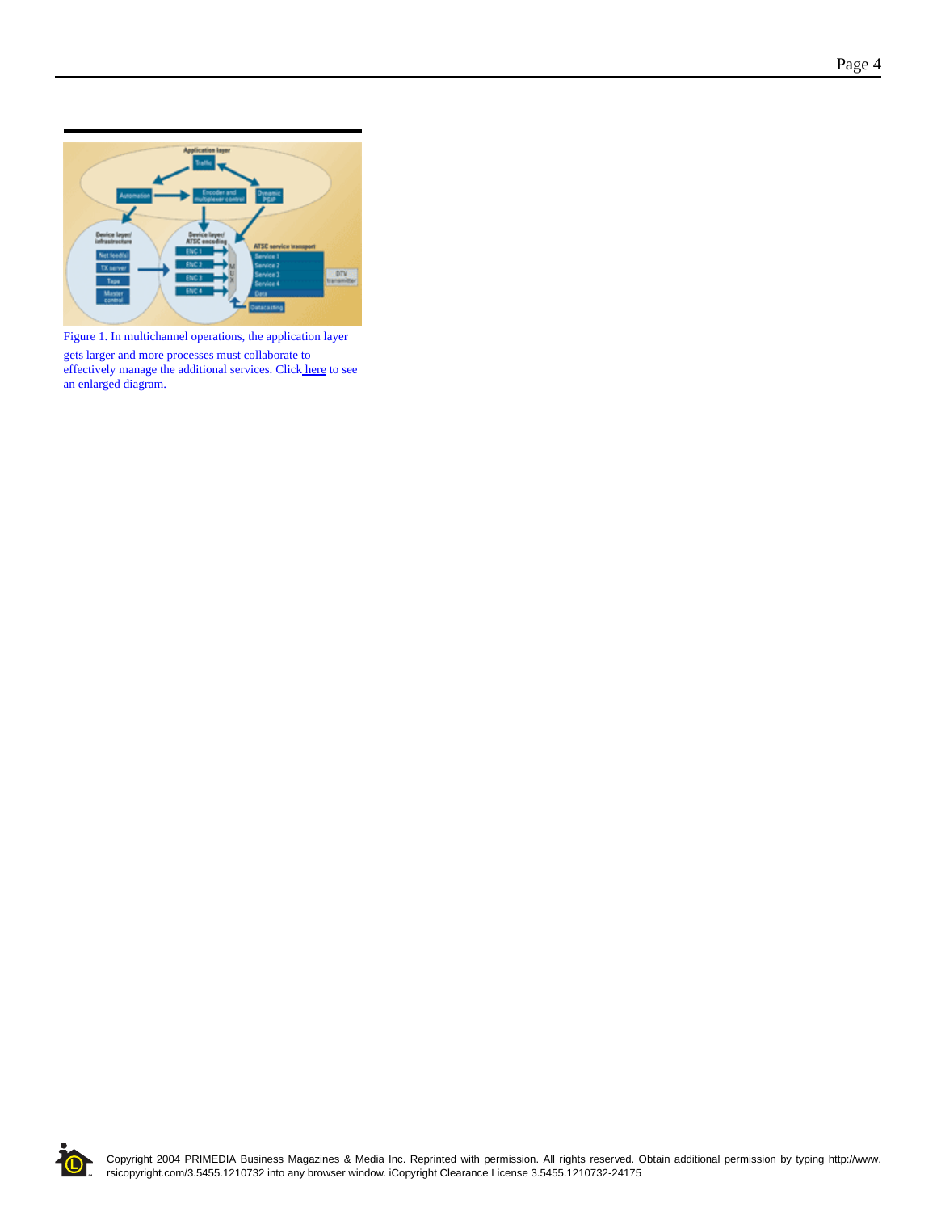Figure 1. In multichannel operations, the application layer gets larger and more processes must collaborate to effectively manage the additional services. Click here to see an enlarged diagram.